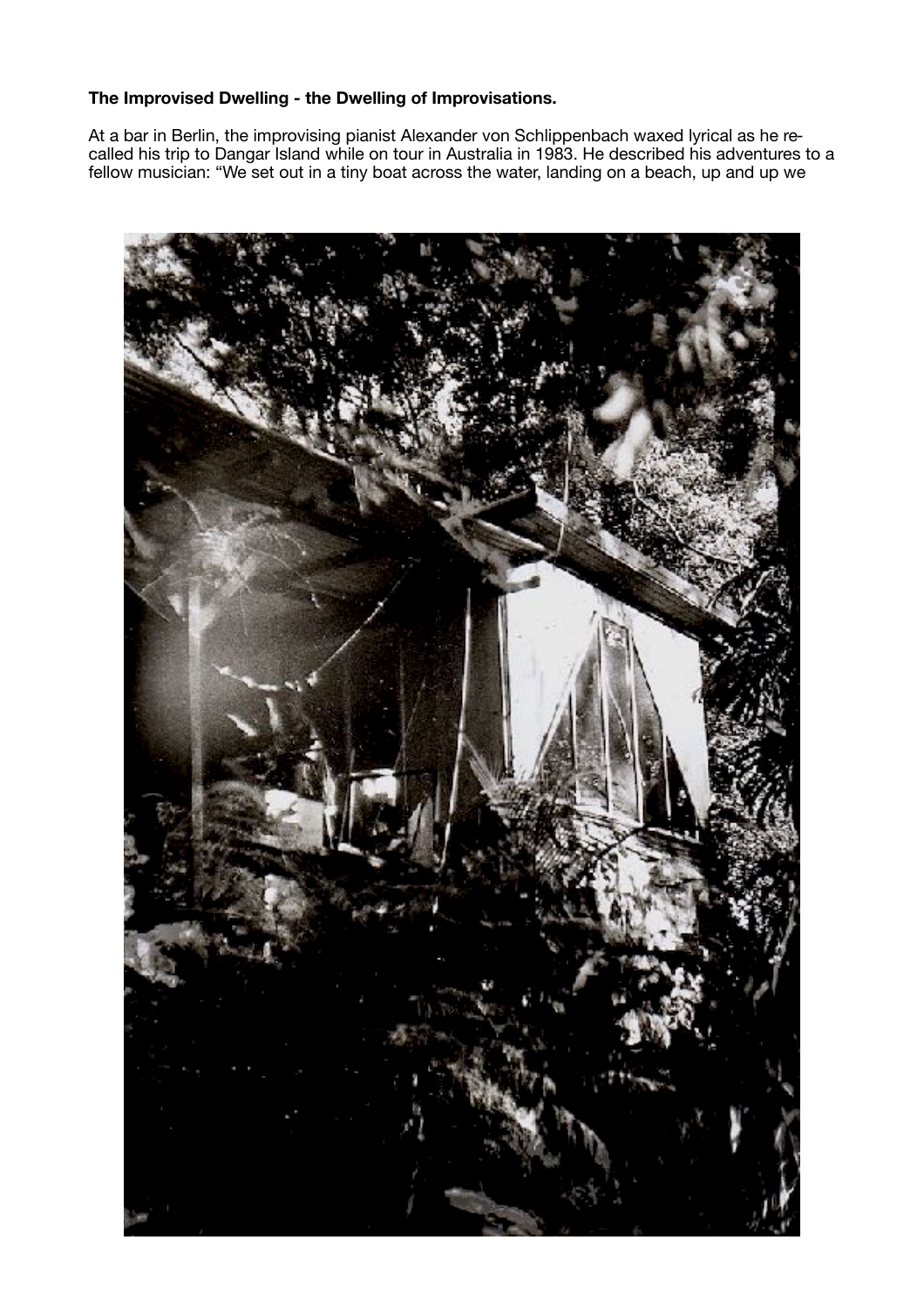**The Improvised Dwelling - the Dwelling of Improvisations.**

At a bar in Berlin, the improvising pianist Alexander von Schlippenbach waxed lyrical as he recalled his trip to Dangar Island while on tour in Australia in 1983. He described his adventures to a fellow musician: "We set out in a tiny boat across the water, landing on a beach, up and up we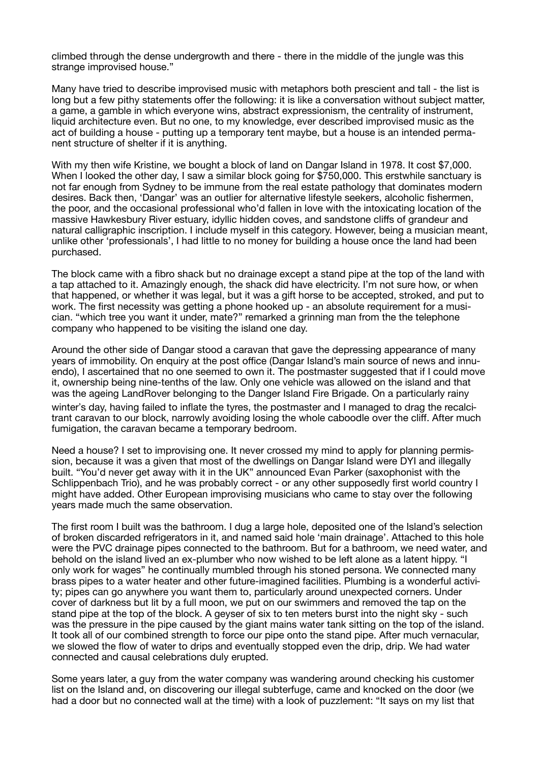climbed through the dense undergrowth and there - there in the middle of the jungle was this strange improvised house."

Many have tried to describe improvised music with metaphors both prescient and tall - the list is long but a few pithy statements offer the following: it is like a conversation without subject matter, a game, a gamble in which everyone wins, abstract expressionism, the centrality of instrument, liquid architecture even. But no one, to my knowledge, ever described improvised music as the act of building a house - putting up a temporary tent maybe, but a house is an intended permanent structure of shelter if it is anything.

With my then wife Kristine, we bought a block of land on Dangar Island in 1978. It cost $7,000. When I looked the other day, I saw a similar block going for $750,000. This erstwhile sanctuary is not far enough from Sydney to be immune from the real estate pathology that dominates modern desires. Back then, 'Dangar' was an outlier for alternative lifestyle seekers, alcoholic fishermen, the poor, and the occasional professional who'd fallen in love with the intoxicating location of the massive Hawkesbury River estuary, idyllic hidden coves, and sandstone cliffs of grandeur and natural calligraphic inscription. I include myself in this category. However, being a musician meant, unlike other 'professionals', I had little to no money for building a house once the land had been purchased.

The block came with a fibro shack but no drainage except a stand pipe at the top of the land with a tap attached to it. Amazingly enough, the shack did have electricity. I'm not sure how, or when that happened, or whether it was legal, but it was a gift horse to be accepted, stroked, and put to work. The first necessity was getting a phone hooked up - an absolute requirement for a musician. "which tree you want it under, mate?" remarked a grinning man from the the telephone company who happened to be visiting the island one day.

Around the other side of Dangar stood a caravan that gave the depressing appearance of many years of immobility. On enquiry at the post office (Dangar Island's main source of news and innuendo), I ascertained that no one seemed to own it. The postmaster suggested that if I could move it, ownership being nine-tenths of the law. Only one vehicle was allowed on the island and that was the ageing LandRover belonging to the Danger Island Fire Brigade. On a particularly rainy winter's day, having failed to inflate the tyres, the postmaster and I managed to drag the recalcitrant caravan to our block, narrowly avoiding losing the whole caboodle over the cliff. After much fumigation, the caravan became a temporary bedroom.

Need a house? I set to improvising one. It never crossed my mind to apply for planning permission, because it was a given that most of the dwellings on Dangar Island were DYI and illegally built. "You'd never get away with it in the UK" announced Evan Parker (saxophonist with the Schlippenbach Trio), and he was probably correct - or any other supposedly first world country I might have added. Other European improvising musicians who came to stay over the following years made much the same observation.

The first room I built was the bathroom. I dug a large hole, deposited one of the Island's selection of broken discarded refrigerators in it, and named said hole 'main drainage'. Attached to this hole were the PVC drainage pipes connected to the bathroom. But for a bathroom, we need water, and behold on the island lived an ex-plumber who now wished to be left alone as a latent hippy. "I only work for wages" he continually mumbled through his stoned persona. We connected many brass pipes to a water heater and other future-imagined facilities. Plumbing is a wonderful activity; pipes can go anywhere you want them to, particularly around unexpected corners. Under cover of darkness but lit by a full moon, we put on our swimmers and removed the tap on the stand pipe at the top of the block. A geyser of six to ten meters burst into the night sky - such was the pressure in the pipe caused by the giant mains water tank sitting on the top of the island. It took all of our combined strength to force our pipe onto the stand pipe. After much vernacular, we slowed the flow of water to drips and eventually stopped even the drip, drip. We had water connected and causal celebrations duly erupted.

Some years later, a guy from the water company was wandering around checking his customer list on the Island and, on discovering our illegal subterfuge, came and knocked on the door (we had a door but no connected wall at the time) with a look of puzzlement: "It says on my list that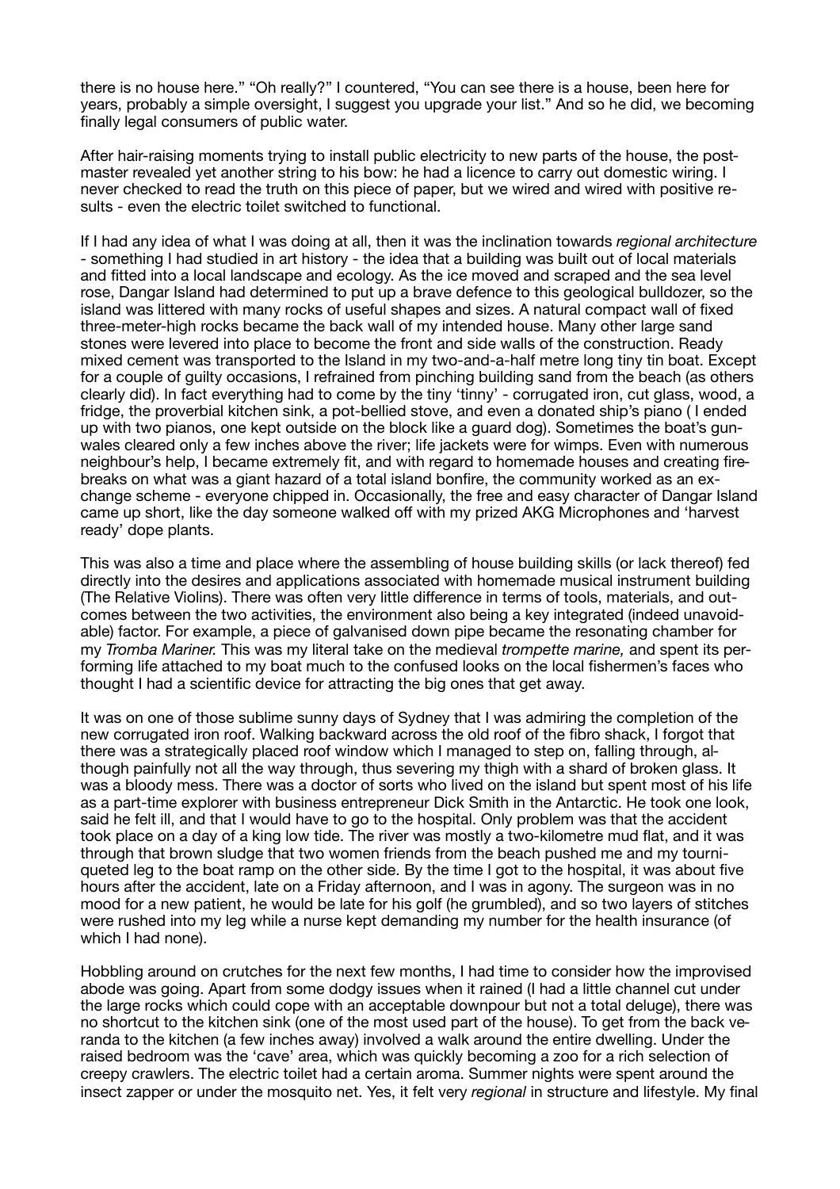there is no house here." "Oh really?" I countered, "You can see there is a house, been here for years, probably a simple oversight, I suggest you upgrade your list." And so he did, we becoming finally legal consumers of public water.

After hair-raising moments trying to install public electricity to new parts of the house, the post-master revealed yet another string to his bow: he had a licence to carry out domestic wiring. I never checked to read the truth on this piece of paper, but we wired and wired with positive results - even the electric toilet switched to functional.

If I had any idea of what I was doing at all, then it was the inclination towards *regional architecture* - something I had studied in art history - the idea that a building was built out of local materials and fitted into a local landscape and ecology. As the ice moved and scraped and the sea level rose, Dangar Island had determined to put up a brave defence to this geological bulldozer, so the island was littered with many rocks of useful shapes and sizes. A natural compact wall of fixed three-meter-high rocks became the back wall of my intended house. Many other large sand stones were levered into place to become the front and side walls of the construction. Ready mixed cement was transported to the Island in my two-and-a-half metre long tiny tin boat. Except for a couple of guilty occasions, I refrained from pinching building sand from the beach (as others clearly did). In fact everything had to come by the tiny 'tinny' - corrugated iron, cut glass, wood, a fridge, the proverbial kitchen sink, a pot-bellied stove, and even a donated ship's piano ( I ended up with two pianos, one kept outside on the block like a guard dog). Sometimes the boat's gunwales cleared only a few inches above the river; life jackets were for wimps. Even with numerous neighbour's help, I became extremely fit, and with regard to homemade houses and creating firebreaks on what was a giant hazard of a total island bonfire, the community worked as an exchange scheme - everyone chipped in. Occasionally, the free and easy character of Dangar Island came up short, like the day someone walked off with my prized AKG Microphones and 'harvest ready' dope plants.

This was also a time and place where the assembling of house building skills (or lack thereof) fed directly into the desires and applications associated with homemade musical instrument building (The Relative Violins). There was often very little difference in terms of tools, materials, and outcomes between the two activities, the environment also being a key integrated (indeed unavoidable) factor. For example, a piece of galvanised down pipe became the resonating chamber for my *Tromba Mariner.* This was my literal take on the medieval *trompette marine,* and spent its performing life attached to my boat much to the confused looks on the local fishermen's faces who thought I had a scientific device for attracting the big ones that get away.

It was on one of those sublime sunny days of Sydney that I was admiring the completion of the new corrugated iron roof. Walking backward across the old roof of the fibro shack, I forgot that there was a strategically placed roof window which I managed to step on, falling through, although painfully not all the way through, thus severing my thigh with a shard of broken glass. It was a bloody mess. There was a doctor of sorts who lived on the island but spent most of his life as a part-time explorer with business entrepreneur Dick Smith in the Antarctic. He took one look, said he felt ill, and that I would have to go to the hospital. Only problem was that the accident took place on a day of a king low tide. The river was mostly a two-kilometre mud flat, and it was through that brown sludge that two women friends from the beach pushed me and my tourniqueted leg to the boat ramp on the other side. By the time I got to the hospital, it was about five hours after the accident, late on a Friday afternoon, and I was in agony. The surgeon was in no mood for a new patient, he would be late for his golf (he grumbled), and so two layers of stitches were rushed into my leg while a nurse kept demanding my number for the health insurance (of which I had none).

Hobbling around on crutches for the next few months, I had time to consider how the improvised abode was going. Apart from some dodgy issues when it rained (I had a little channel cut under the large rocks which could cope with an acceptable downpour but not a total deluge), there was no shortcut to the kitchen sink (one of the most used part of the house). To get from the back veranda to the kitchen (a few inches away) involved a walk around the entire dwelling. Under the raised bedroom was the 'cave' area, which was quickly becoming a zoo for a rich selection of creepy crawlers. The electric toilet had a certain aroma. Summer nights were spent around the insect zapper or under the mosquito net. Yes, it felt very *regional* in structure and lifestyle. My final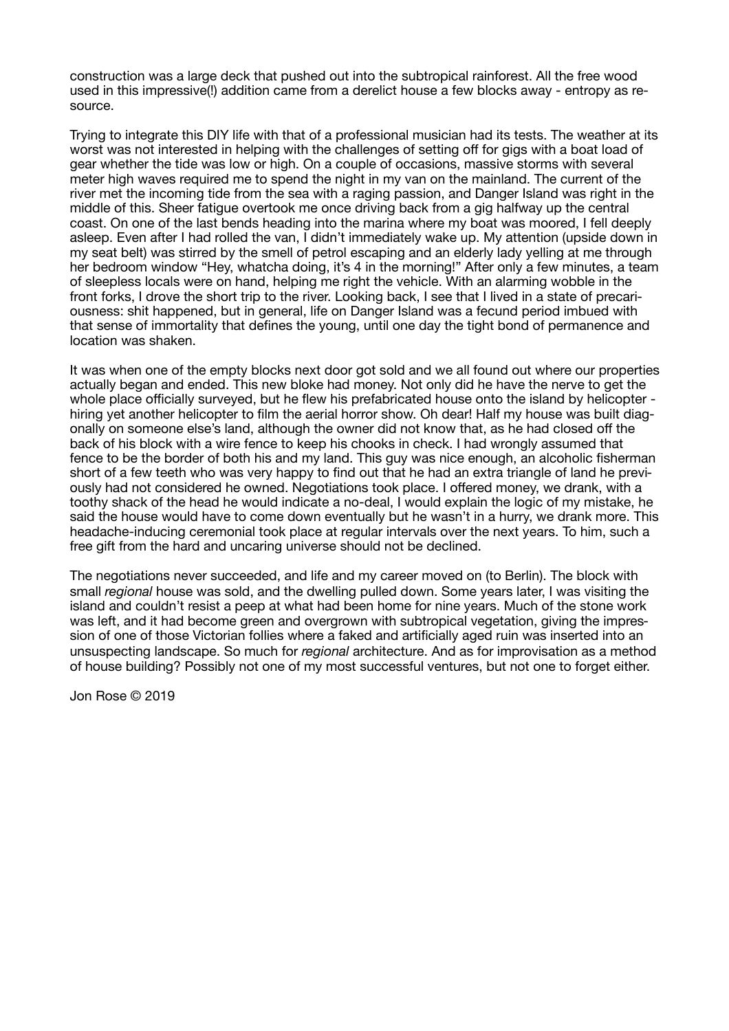construction was a large deck that pushed out into the subtropical rainforest. All the free wood used in this impressive(!) addition came from a derelict house a few blocks away - entropy as resource.

Trying to integrate this DIY life with that of a professional musician had its tests. The weather at its worst was not interested in helping with the challenges of setting off for gigs with a boat load of gear whether the tide was low or high. On a couple of occasions, massive storms with several meter high waves required me to spend the night in my van on the mainland. The current of the river met the incoming tide from the sea with a raging passion, and Danger Island was right in the middle of this. Sheer fatigue overtook me once driving back from a gig halfway up the central coast. On one of the last bends heading into the marina where my boat was moored, I fell deeply asleep. Even after I had rolled the van, I didn't immediately wake up. My attention (upside down in my seat belt) was stirred by the smell of petrol escaping and an elderly lady yelling at me through her bedroom window "Hey, whatcha doing, it's 4 in the morning!" After only a few minutes, a team of sleepless locals were on hand, helping me right the vehicle. With an alarming wobble in the front forks, I drove the short trip to the river. Looking back, I see that I lived in a state of precariousness: shit happened, but in general, life on Danger Island was a fecund period imbued with that sense of immortality that defines the young, until one day the tight bond of permanence and location was shaken.

It was when one of the empty blocks next door got sold and we all found out where our properties actually began and ended. This new bloke had money. Not only did he have the nerve to get the whole place officially surveyed, but he flew his prefabricated house onto the island by helicopter - hiring yet another helicopter to film the aerial horror show. Oh dear! Half my house was built diagonally on someone else's land, although the owner did not know that, as he had closed off the back of his block with a wire fence to keep his chooks in check. I had wrongly assumed that fence to be the border of both his and my land. This guy was nice enough, an alcoholic fisherman short of a few teeth who was very happy to find out that he had an extra triangle of land he previously had not considered he owned. Negotiations took place. I offered money, we drank, with a toothy shack of the head he would indicate a no-deal, I would explain the logic of my mistake, he said the house would have to come down eventually but he wasn't in a hurry, we drank more. This headache-inducing ceremonial took place at regular intervals over the next years. To him, such a free gift from the hard and uncaring universe should not be declined.

The negotiations never succeeded, and life and my career moved on (to Berlin). The block with small *regional* house was sold, and the dwelling pulled down. Some years later, I was visiting the island and couldn't resist a peep at what had been home for nine years. Much of the stone work was left, and it had become green and overgrown with subtropical vegetation, giving the impression of one of those Victorian follies where a faked and artificially aged ruin was inserted into an unsuspecting landscape. So much for *regional* architecture. And as for improvisation as a method of house building? Possibly not one of my most successful ventures, but not one to forget either.

Jon Rose © 2019